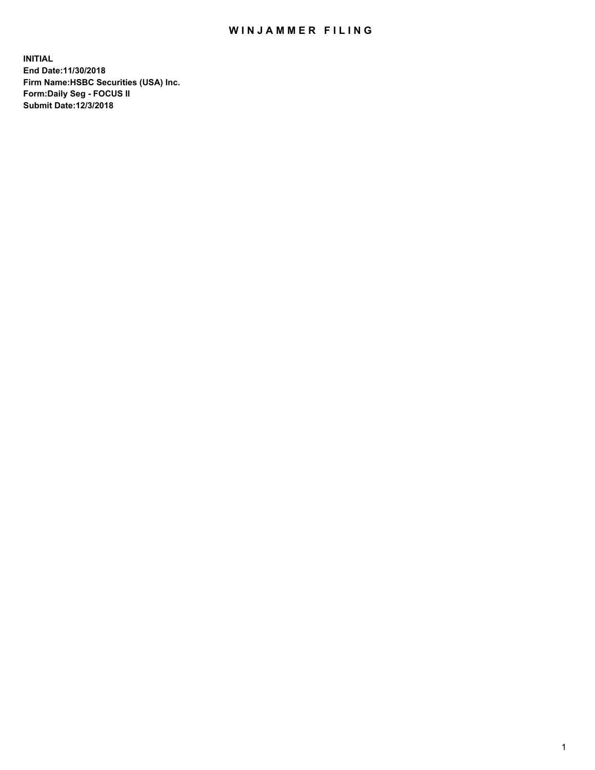# WINJAMMER FILING

**INITIAL**
**End Date:11/30/2018**
**Firm Name:HSBC Securities (USA) Inc.**
**Form:Daily Seg - FOCUS II**
**Submit Date:12/3/2018**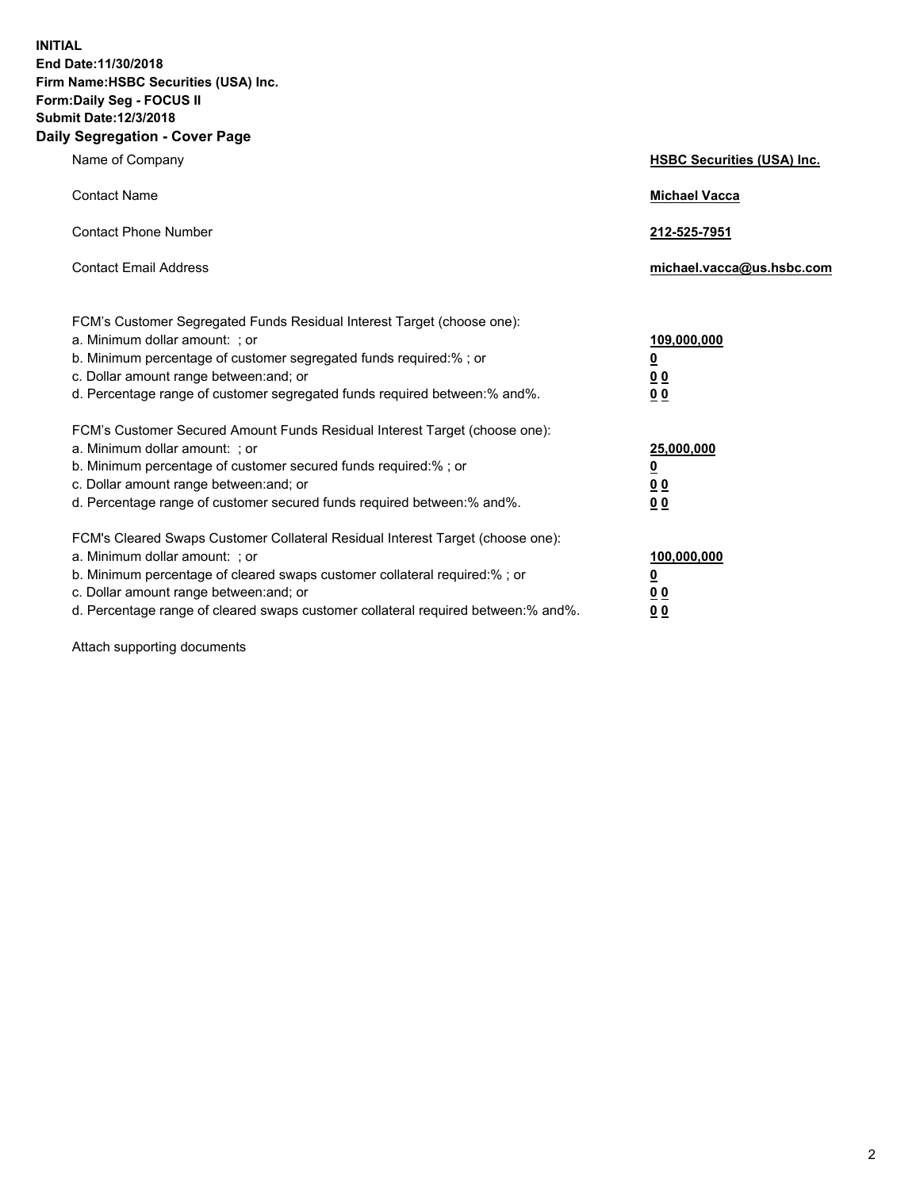**INITIAL**
**End Date:11/30/2018**
**Firm Name:HSBC Securities (USA) Inc.**
**Form:Daily Seg - FOCUS II**
**Submit Date:12/3/2018**

## Daily Segregation - Cover Page

| | |
|---|---|
| Name of Company | **HSBC Securities (USA) Inc.** |
| Contact Name | **Michael Vacca** |
| Contact Phone Number | **212-525-7951** |
| Contact Email Address | **michael.vacca@us.hsbc.com** |

| | |
|---|---|
| FCM's Customer Segregated Funds Residual Interest Target (choose one): | |
| a. Minimum dollar amount: ; or | **109,000,000** |
| b. Minimum percentage of customer segregated funds required:% ; or | **0** |
| c. Dollar amount range between:and; or | **0 0** |
| d. Percentage range of customer segregated funds required between:% and%. | **0 0** |
| FCM's Customer Secured Amount Funds Residual Interest Target (choose one): | |
| a. Minimum dollar amount: ; or | **25,000,000** |
| b. Minimum percentage of customer secured funds required:% ; or | **0** |
| c. Dollar amount range between:and; or | **0 0** |
| d. Percentage range of customer secured funds required between:% and%. | **0 0** |
| FCM's Cleared Swaps Customer Collateral Residual Interest Target (choose one): | |
| a. Minimum dollar amount: ; or | **100,000,000** |
| b. Minimum percentage of cleared swaps customer collateral required:% ; or | **0** |
| c. Dollar amount range between:and; or | **0 0** |
| d. Percentage range of cleared swaps customer collateral required between:% and%. | **0 0** |

Attach supporting documents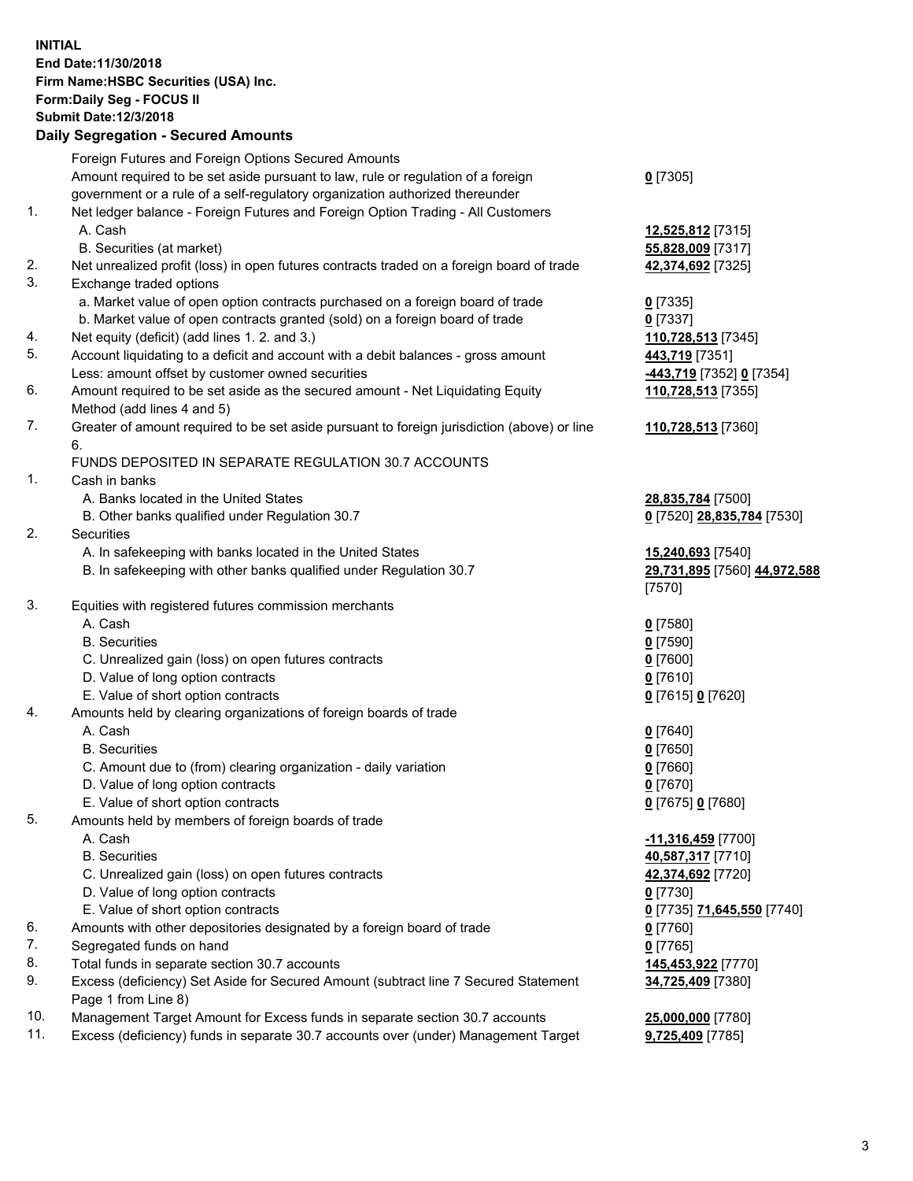**INITIAL**
**End Date:11/30/2018**
**Firm Name:HSBC Securities (USA) Inc.**
**Form:Daily Seg - FOCUS II**
**Submit Date:12/3/2018**

## Daily Segregation - Secured Amounts

| | | |
|---|---|---|
| | Foreign Futures and Foreign Options Secured Amounts | |
| | Amount required to be set aside pursuant to law, rule or regulation of a foreign government or a rule of a self-regulatory organization authorized thereunder | **0** [7305] |
| 1. | Net ledger balance - Foreign Futures and Foreign Option Trading - All Customers | |
| | A. Cash | **12,525,812** [7315] |
| | B. Securities (at market) | **55,828,009** [7317] |
| 2. | Net unrealized profit (loss) in open futures contracts traded on a foreign board of trade | **42,374,692** [7325] |
| 3. | Exchange traded options | |
| | a. Market value of open option contracts purchased on a foreign board of trade | **0** [7335] |
| | b. Market value of open contracts granted (sold) on a foreign board of trade | **0** [7337] |
| 4. | Net equity (deficit) (add lines 1. 2. and 3.) | **110,728,513** [7345] |
| 5. | Account liquidating to a deficit and account with a debit balances - gross amount | **443,719** [7351] |
| | Less: amount offset by customer owned securities | **-443,719** [7352] **0** [7354] |
| 6. | Amount required to be set aside as the secured amount - Net Liquidating Equity Method (add lines 4 and 5) | **110,728,513** [7355] |
| 7. | Greater of amount required to be set aside pursuant to foreign jurisdiction (above) or line 6. | **110,728,513** [7360] |
| | FUNDS DEPOSITED IN SEPARATE REGULATION 30.7 ACCOUNTS | |
| 1. | Cash in banks | |
| | A. Banks located in the United States | **28,835,784** [7500] |
| | B. Other banks qualified under Regulation 30.7 | **0** [7520] **28,835,784** [7530] |
| 2. | Securities | |
| | A. In safekeeping with banks located in the United States | **15,240,693** [7540] |
| | B. In safekeeping with other banks qualified under Regulation 30.7 | **29,731,895** [7560] **44,972,588** [7570] |
| 3. | Equities with registered futures commission merchants | |
| | A. Cash | **0** [7580] |
| | B. Securities | **0** [7590] |
| | C. Unrealized gain (loss) on open futures contracts | **0** [7600] |
| | D. Value of long option contracts | **0** [7610] |
| | E. Value of short option contracts | **0** [7615] **0** [7620] |
| 4. | Amounts held by clearing organizations of foreign boards of trade | |
| | A. Cash | **0** [7640] |
| | B. Securities | **0** [7650] |
| | C. Amount due to (from) clearing organization - daily variation | **0** [7660] |
| | D. Value of long option contracts | **0** [7670] |
| | E. Value of short option contracts | **0** [7675] **0** [7680] |
| 5. | Amounts held by members of foreign boards of trade | |
| | A. Cash | **-11,316,459** [7700] |
| | B. Securities | **40,587,317** [7710] |
| | C. Unrealized gain (loss) on open futures contracts | **42,374,692** [7720] |
| | D. Value of long option contracts | **0** [7730] |
| | E. Value of short option contracts | **0** [7735] **71,645,550** [7740] |
| 6. | Amounts with other depositories designated by a foreign board of trade | **0** [7760] |
| 7. | Segregated funds on hand | **0** [7765] |
| 8. | Total funds in separate section 30.7 accounts | **145,453,922** [7770] |
| 9. | Excess (deficiency) Set Aside for Secured Amount (subtract line 7 Secured Statement Page 1 from Line 8) | **34,725,409** [7380] |
| 10. | Management Target Amount for Excess funds in separate section 30.7 accounts | **25,000,000** [7780] |
| 11. | Excess (deficiency) funds in separate 30.7 accounts over (under) Management Target | **9,725,409** [7785] |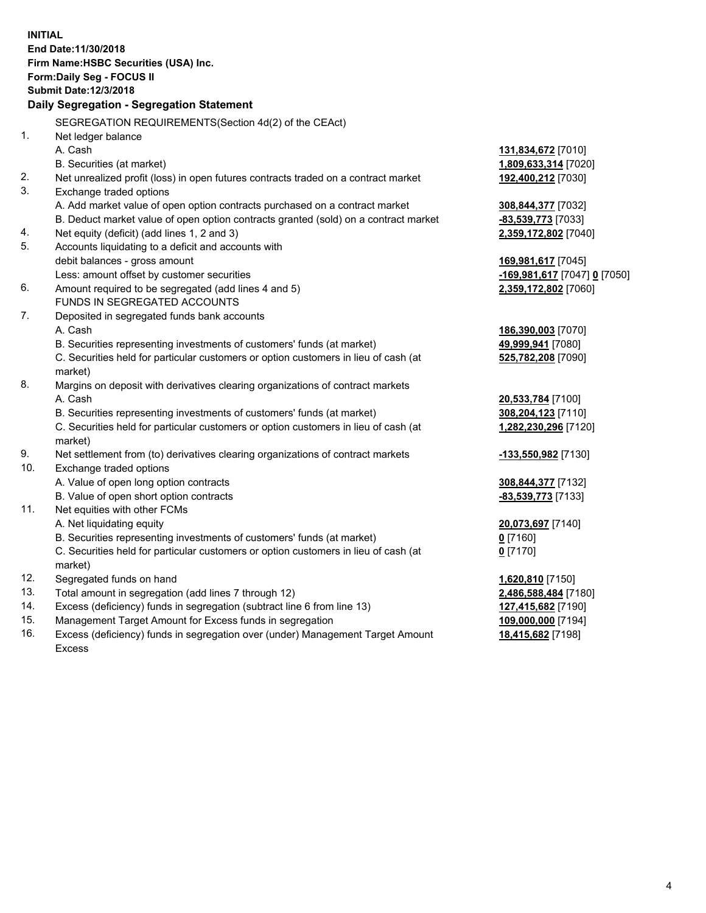**INITIAL**
**End Date:11/30/2018**
**Firm Name:HSBC Securities (USA) Inc.**
**Form:Daily Seg - FOCUS II**
**Submit Date:12/3/2018**

## Daily Segregation - Segregation Statement

SEGREGATION REQUIREMENTS(Section 4d(2) of the CEAct)

| | | |
|---|---|---|
| 1. | Net ledger balance | |
| | A. Cash | **131,834,672** [7010] |
| | B. Securities (at market) | **1,809,633,314** [7020] |
| 2. | Net unrealized profit (loss) in open futures contracts traded on a contract market | **192,400,212** [7030] |
| 3. | Exchange traded options | |
| | A. Add market value of open option contracts purchased on a contract market | **308,844,377** [7032] |
| | B. Deduct market value of open option contracts granted (sold) on a contract market | **-83,539,773** [7033] |
| 4. | Net equity (deficit) (add lines 1, 2 and 3) | **2,359,172,802** [7040] |
| 5. | Accounts liquidating to a deficit and accounts with debit balances - gross amount | **169,981,617** [7045] |
| | Less: amount offset by customer securities | **-169,981,617** [7047] **0** [7050] |
| 6. | Amount required to be segregated (add lines 4 and 5) | **2,359,172,802** [7060] |
| | FUNDS IN SEGREGATED ACCOUNTS | |
| 7. | Deposited in segregated funds bank accounts | |
| | A. Cash | **186,390,003** [7070] |
| | B. Securities representing investments of customers' funds (at market) | **49,999,941** [7080] |
| | C. Securities held for particular customers or option customers in lieu of cash (at market) | **525,782,208** [7090] |
| 8. | Margins on deposit with derivatives clearing organizations of contract markets | |
| | A. Cash | **20,533,784** [7100] |
| | B. Securities representing investments of customers' funds (at market) | **308,204,123** [7110] |
| | C. Securities held for particular customers or option customers in lieu of cash (at market) | **1,282,230,296** [7120] |
| 9. | Net settlement from (to) derivatives clearing organizations of contract markets | **-133,550,982** [7130] |
| 10. | Exchange traded options | |
| | A. Value of open long option contracts | **308,844,377** [7132] |
| | B. Value of open short option contracts | **-83,539,773** [7133] |
| 11. | Net equities with other FCMs | |
| | A. Net liquidating equity | **20,073,697** [7140] |
| | B. Securities representing investments of customers' funds (at market) | **0** [7160] |
| | C. Securities held for particular customers or option customers in lieu of cash (at market) | **0** [7170] |
| 12. | Segregated funds on hand | **1,620,810** [7150] |
| 13. | Total amount in segregation (add lines 7 through 12) | **2,486,588,484** [7180] |
| 14. | Excess (deficiency) funds in segregation (subtract line 6 from line 13) | **127,415,682** [7190] |
| 15. | Management Target Amount for Excess funds in segregation | **109,000,000** [7194] |
| 16. | Excess (deficiency) funds in segregation over (under) Management Target Amount Excess | **18,415,682** [7198] |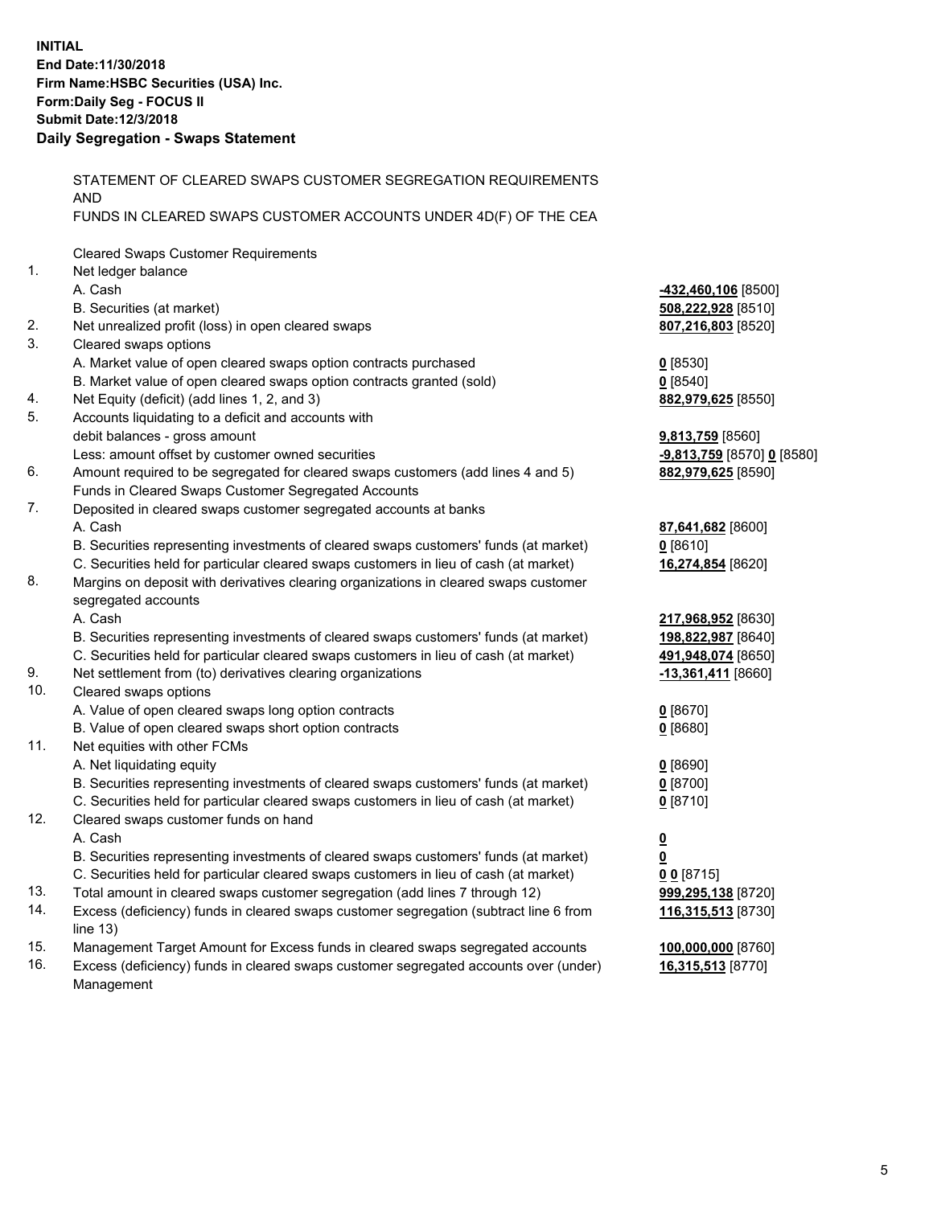**INITIAL**
**End Date:11/30/2018**
**Firm Name:HSBC Securities (USA) Inc.**
**Form:Daily Seg - FOCUS II**
**Submit Date:12/3/2018**
**Daily Segregation - Swaps Statement**

STATEMENT OF CLEARED SWAPS CUSTOMER SEGREGATION REQUIREMENTS AND FUNDS IN CLEARED SWAPS CUSTOMER ACCOUNTS UNDER 4D(F) OF THE CEA

| | | |
|---|---|---|
| | Cleared Swaps Customer Requirements | |
| 1. | Net ledger balance | |
| | A. Cash | **-432,460,106** [8500] |
| | B. Securities (at market) | **508,222,928** [8510] |
| 2. | Net unrealized profit (loss) in open cleared swaps | **807,216,803** [8520] |
| 3. | Cleared swaps options | |
| | A. Market value of open cleared swaps option contracts purchased | **0** [8530] |
| | B. Market value of open cleared swaps option contracts granted (sold) | **0** [8540] |
| 4. | Net Equity (deficit) (add lines 1, 2, and 3) | **882,979,625** [8550] |
| 5. | Accounts liquidating to a deficit and accounts with debit balances - gross amount | **9,813,759** [8560] |
| | Less: amount offset by customer owned securities | **-9,813,759** [8570] **0** [8580] |
| 6. | Amount required to be segregated for cleared swaps customers (add lines 4 and 5) | **882,979,625** [8590] |
| | Funds in Cleared Swaps Customer Segregated Accounts | |
| 7. | Deposited in cleared swaps customer segregated accounts at banks | |
| | A. Cash | **87,641,682** [8600] |
| | B. Securities representing investments of cleared swaps customers' funds (at market) | **0** [8610] |
| | C. Securities held for particular cleared swaps customers in lieu of cash (at market) | **16,274,854** [8620] |
| 8. | Margins on deposit with derivatives clearing organizations in cleared swaps customer segregated accounts | |
| | A. Cash | **217,968,952** [8630] |
| | B. Securities representing investments of cleared swaps customers' funds (at market) | **198,822,987** [8640] |
| | C. Securities held for particular cleared swaps customers in lieu of cash (at market) | **491,948,074** [8650] |
| 9. | Net settlement from (to) derivatives clearing organizations | **-13,361,411** [8660] |
| 10. | Cleared swaps options | |
| | A. Value of open cleared swaps long option contracts | **0** [8670] |
| | B. Value of open cleared swaps short option contracts | **0** [8680] |
| 11. | Net equities with other FCMs | |
| | A. Net liquidating equity | **0** [8690] |
| | B. Securities representing investments of cleared swaps customers' funds (at market) | **0** [8700] |
| | C. Securities held for particular cleared swaps customers in lieu of cash (at market) | **0** [8710] |
| 12. | Cleared swaps customer funds on hand | |
| | A. Cash | **0** |
| | B. Securities representing investments of cleared swaps customers' funds (at market) | **0** |
| | C. Securities held for particular cleared swaps customers in lieu of cash (at market) | **0** **0** [8715] |
| 13. | Total amount in cleared swaps customer segregation (add lines 7 through 12) | **999,295,138** [8720] |
| 14. | Excess (deficiency) funds in cleared swaps customer segregation (subtract line 6 from line 13) | **116,315,513** [8730] |
| 15. | Management Target Amount for Excess funds in cleared swaps segregated accounts | **100,000,000** [8760] |
| 16. | Excess (deficiency) funds in cleared swaps customer segregated accounts over (under) Management | **16,315,513** [8770] |